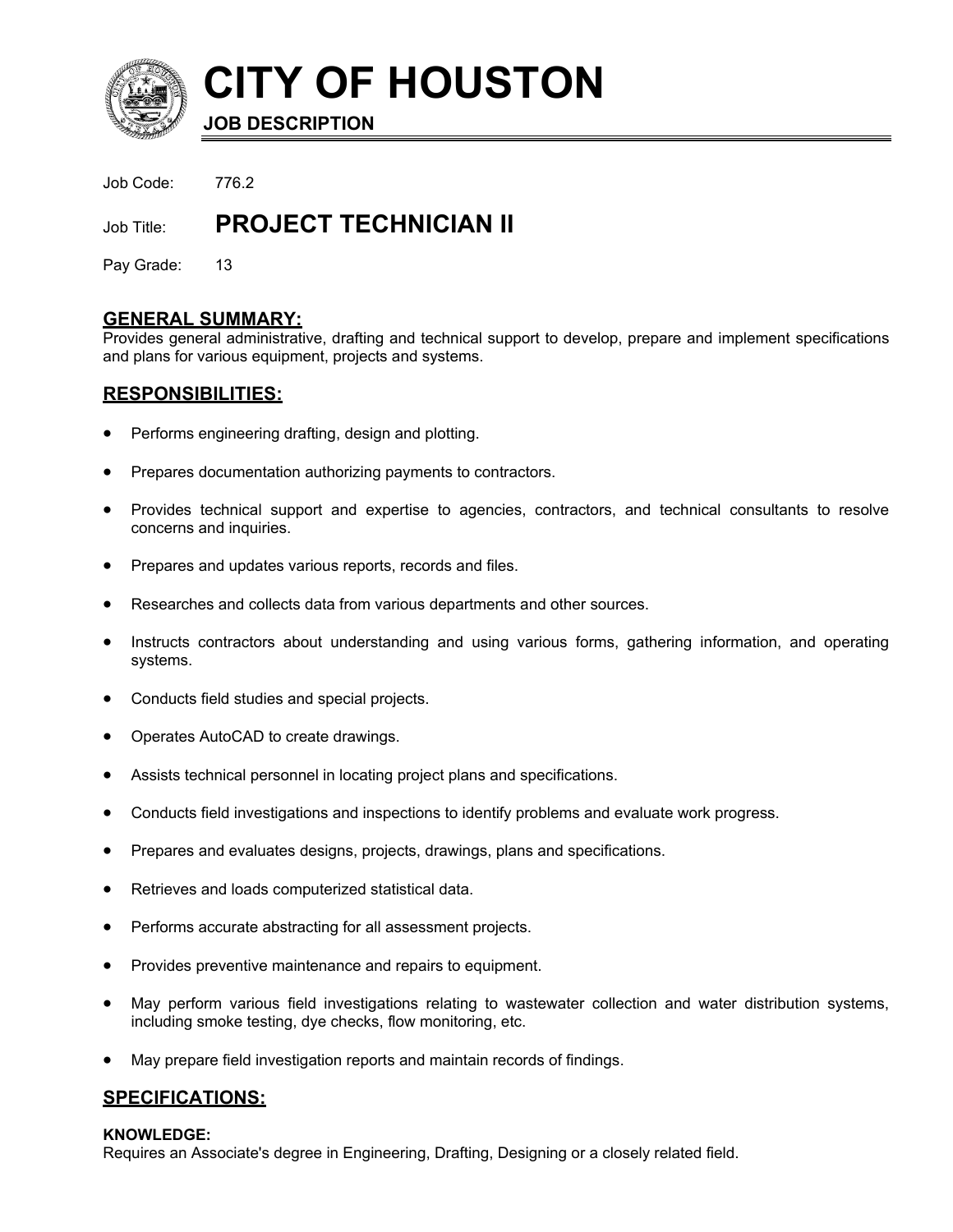# CITY OF HOUSTON

**JOB DESCRIPTION**

Job Code: 776.2

Job Title: **PROJECT TECHNICIAN II**

Pay Grade: 13

## GENERAL SUMMARY:

Provides general administrative, drafting and technical support to develop, prepare and implement specifications and plans for various equipment, projects and systems.

## RESPONSIBILITIES:

- Performs engineering drafting, design and plotting.
- Prepares documentation authorizing payments to contractors.
- Provides technical support and expertise to agencies, contractors, and technical consultants to resolve concerns and inquiries.
- Prepares and updates various reports, records and files.
- Researches and collects data from various departments and other sources.
- Instructs contractors about understanding and using various forms, gathering information, and operating systems.
- Conducts field studies and special projects.
- Operates AutoCAD to create drawings.
- Assists technical personnel in locating project plans and specifications.
- Conducts field investigations and inspections to identify problems and evaluate work progress.
- Prepares and evaluates designs, projects, drawings, plans and specifications.
- Retrieves and loads computerized statistical data.
- Performs accurate abstracting for all assessment projects.
- Provides preventive maintenance and repairs to equipment.
- May perform various field investigations relating to wastewater collection and water distribution systems, including smoke testing, dye checks, flow monitoring, etc.
- May prepare field investigation reports and maintain records of findings.

## SPECIFICATIONS:

**KNOWLEDGE:**

Requires an Associate's degree in Engineering, Drafting, Designing or a closely related field.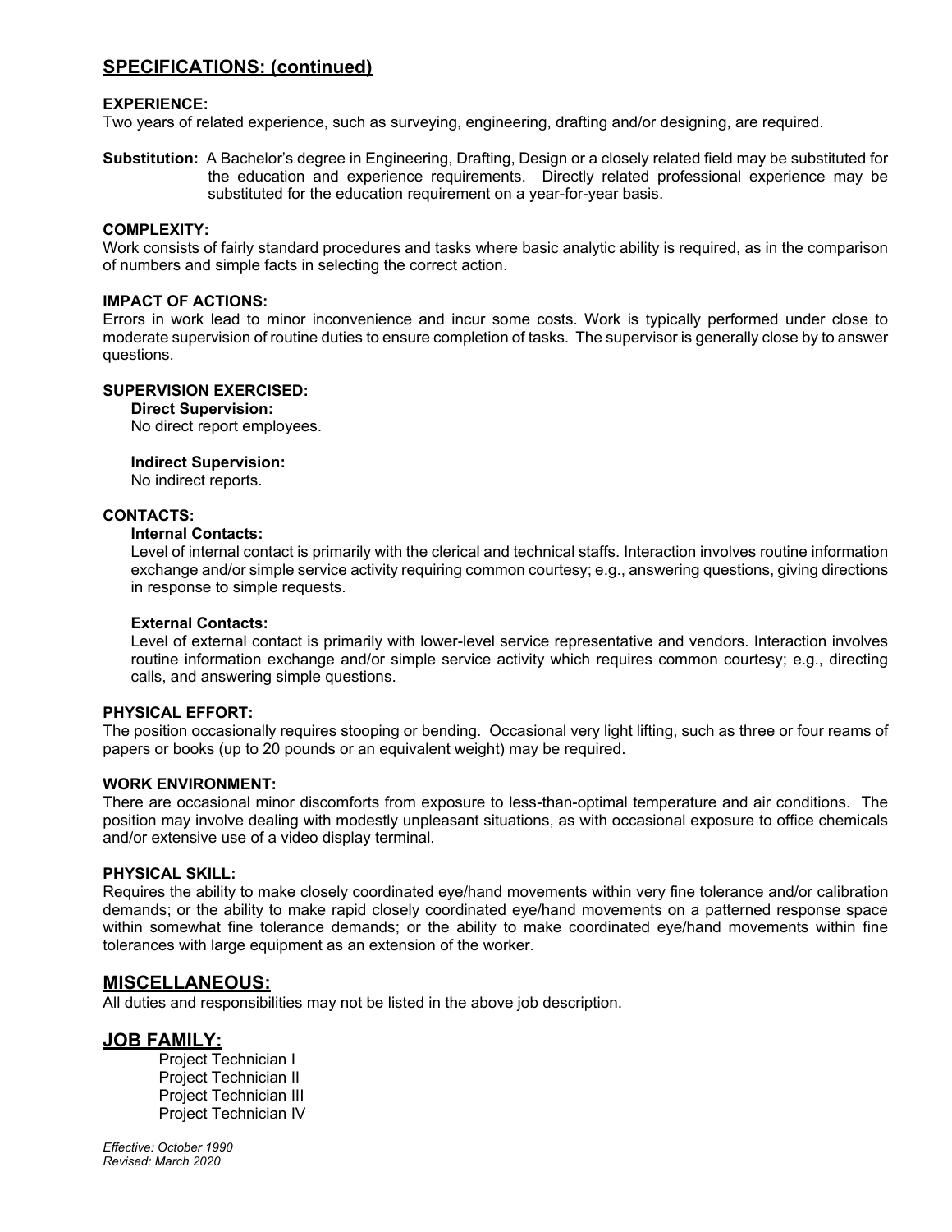## SPECIFICATIONS: (continued)

**EXPERIENCE:**
Two years of related experience, such as surveying, engineering, drafting and/or designing, are required.

**Substitution:** A Bachelor's degree in Engineering, Drafting, Design or a closely related field may be substituted for the education and experience requirements. Directly related professional experience may be substituted for the education requirement on a year-for-year basis.

**COMPLEXITY:**
Work consists of fairly standard procedures and tasks where basic analytic ability is required, as in the comparison of numbers and simple facts in selecting the correct action.

**IMPACT OF ACTIONS:**
Errors in work lead to minor inconvenience and incur some costs. Work is typically performed under close to moderate supervision of routine duties to ensure completion of tasks. The supervisor is generally close by to answer questions.

**SUPERVISION EXERCISED:**

**Direct Supervision:**
No direct report employees.

**Indirect Supervision:**
No indirect reports.

**CONTACTS:**

**Internal Contacts:**
Level of internal contact is primarily with the clerical and technical staffs. Interaction involves routine information exchange and/or simple service activity requiring common courtesy; e.g., answering questions, giving directions in response to simple requests.

**External Contacts:**
Level of external contact is primarily with lower-level service representative and vendors. Interaction involves routine information exchange and/or simple service activity which requires common courtesy; e.g., directing calls, and answering simple questions.

**PHYSICAL EFFORT:**
The position occasionally requires stooping or bending. Occasional very light lifting, such as three or four reams of papers or books (up to 20 pounds or an equivalent weight) may be required.

**WORK ENVIRONMENT:**
There are occasional minor discomforts from exposure to less-than-optimal temperature and air conditions. The position may involve dealing with modestly unpleasant situations, as with occasional exposure to office chemicals and/or extensive use of a video display terminal.

**PHYSICAL SKILL:**
Requires the ability to make closely coordinated eye/hand movements within very fine tolerance and/or calibration demands; or the ability to make rapid closely coordinated eye/hand movements on a patterned response space within somewhat fine tolerance demands; or the ability to make coordinated eye/hand movements within fine tolerances with large equipment as an extension of the worker.

## MISCELLANEOUS:

All duties and responsibilities may not be listed in the above job description.

## JOB FAMILY:

Project Technician I
Project Technician II
Project Technician III
Project Technician IV

*Effective: October 1990*
*Revised: March 2020*